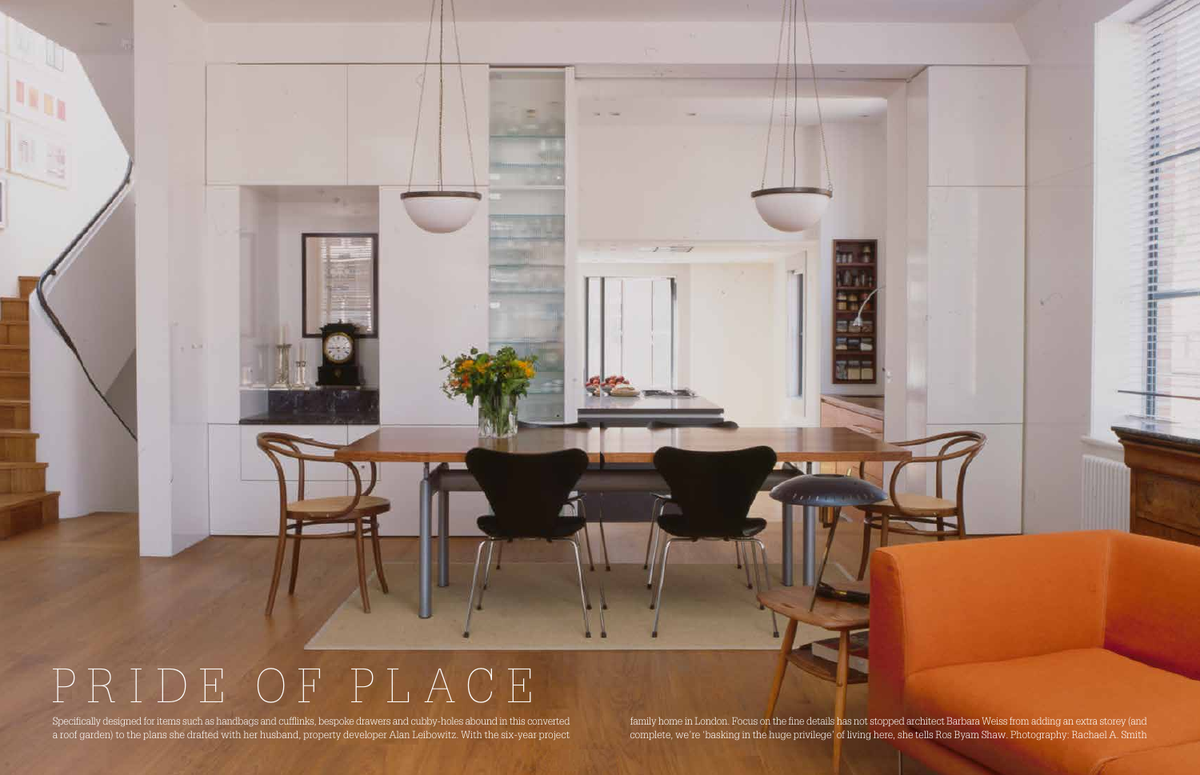# PRIDE OF PLACE

Specifically designed for items such as handbags and cufflinks, bespoke drawers and cubby-holes abound in this converted family home in London. Focus on the fine details has not stopped architect Barbara Weiss from adding an extra storey (and a roof garden) to the plans she drafted with her husband, property developer Alan Leibowitz. With the six-year project complete, we're 'basking in the huge privilege' of living here, she tells Ros Byam Shaw. Photography: Rachael A. Smith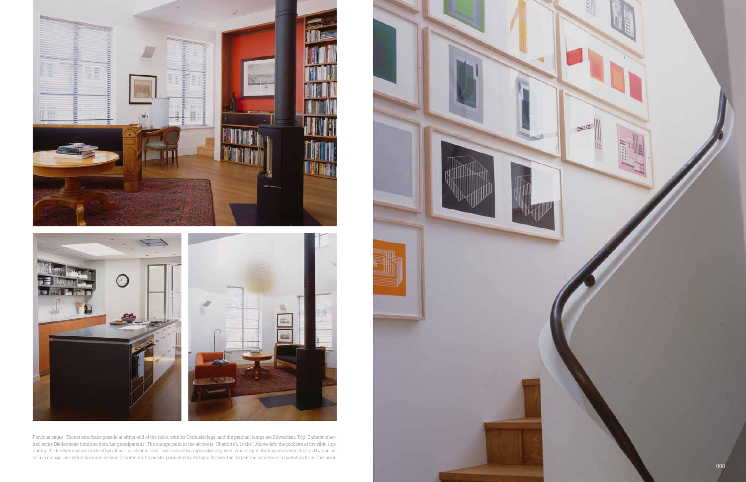Previous pages: Thonet armchairs preside at either end of the table, with its Corbusier legs, and the pendant lamps are Edwardian. Top: Barbara inherited some Biedermeier furniture from her grandparents. The orange paint in the alcove is 'Charlotte's Locks'. Above left: the problem of invisibly supporting the kitchen shelves made of basaltina – a volcanic rock – was solved by a specialist engineer. Above right: Barbara recovered their old Cappellini sofa in orange, one of her favourite colours for interiors. Opposite: patinated by Antique Bronze, the serpentine banister is 'a quotation from Corbusier'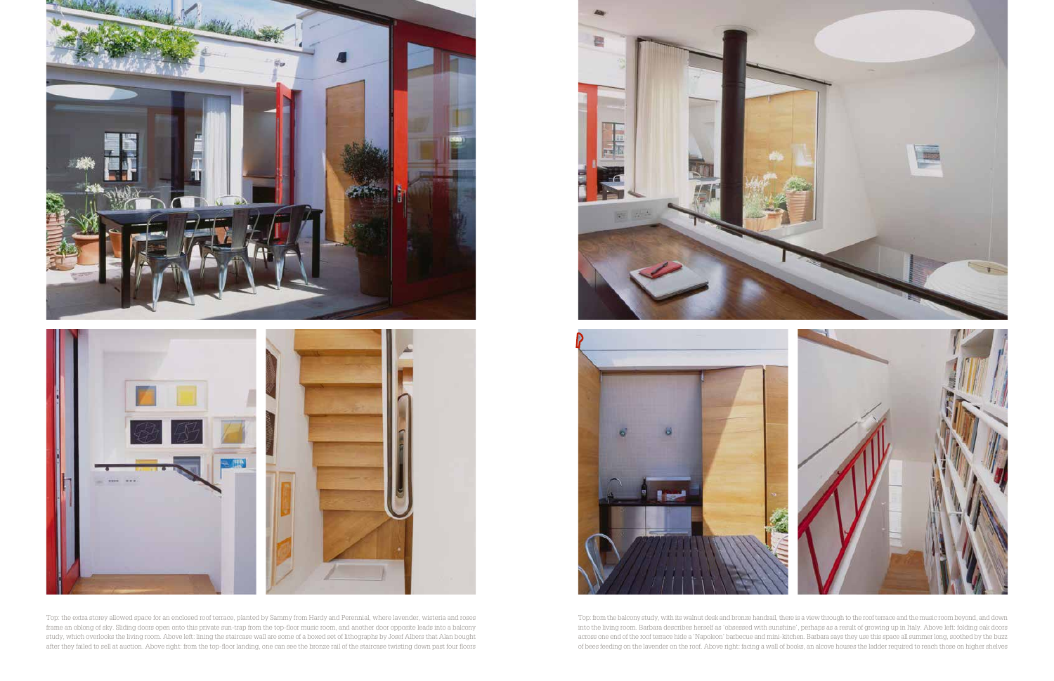Top: the extra storey allowed space for an enclosed roof terrace, planted by Sammy from Hardy and Perennial, where lavender, wisteria and roses frame an oblong of sky. Sliding doors open onto this private sun-trap from the top-floor music room, and another door opposite leads into a balcony study, which overlooks the living room. Above left: lining the staircase wall are some of a boxed set of lithographs by Josef Albers that Alan bought after they failed to sell at auction. Above right: from the top-floor landing, one can see the bronze rail of the staircase twisting down past four floors

Top: from the balcony study, with its walnut desk and bronze handrail, there is a view through to the roof terrace and the music room beyond, and down into the living room. Barbara describes herself as 'obsessed with sunshine', perhaps as a result of growing up in Italy. Above left: folding oak doors across one end of the roof terrace hide a 'Napoleon' barbecue and mini-kitchen. Barbara says they use this space all summer long, soothed by the buzz of bees feeding on the lavender on the roof. Above right: facing a wall of books, an alcove houses the ladder required to reach those on higher shelves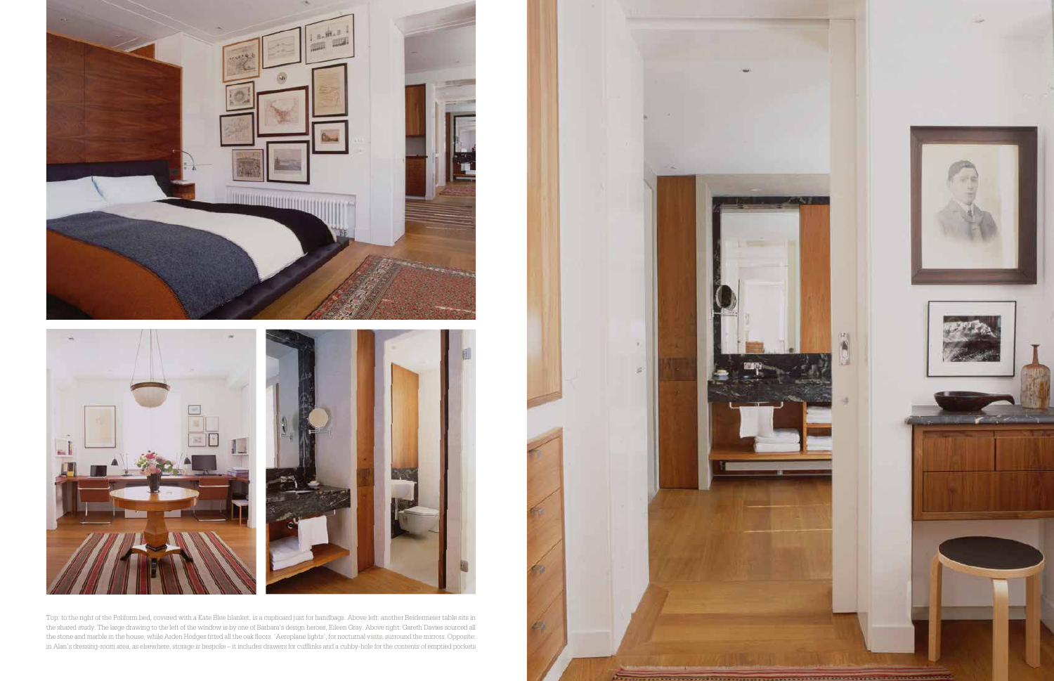Top: to the right of the Poliform bed, covered with a Kate Blee blanket, is a cupboard just for handbags. Above left: another Beidermeier table sits in the shared study. The large drawing to the left of the window is by one of Barbara's design heroes, Eileen Gray. Above right: Gareth Davies sourced all the stone and marble in the house, while Arden Hodges fitted all the oak floors. 'Aeroplane lights', for nocturnal visits, surround the mirrors. Opposite: in Alan's dressing-room area, as elsewhere, storage is bespoke – it includes drawers for cufflinks and a cubby-hole for the contents of emptied pockets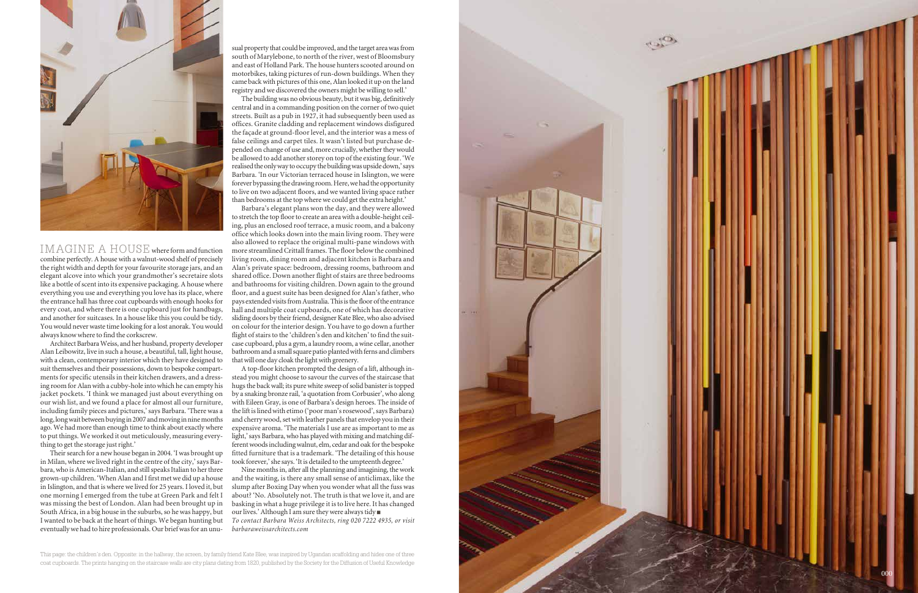IMAGINE A HOUSE where form and function combine perfectly. A house with a walnut-wood shelf of precisely the right width and depth for your favourite storage jars, and an elegant alcove into which your grandmother's secretaire slots like a bottle of scent into its expensive packaging. A house where everything you use and everything you love has its place, where the entrance hall has three coat cupboards with enough hooks for every coat, and where there is one cupboard just for handbags, and another for suitcases. In a house like this you could be tidy. You would never waste time looking for a lost anorak. You would always know where to find the corkscrew.

Architect Barbara Weiss, and her husband, property developer Alan Leibowitz, live in such a house, a beautiful, tall, light house, with a clean, contemporary interior which they have designed to suit themselves and their possessions, down to bespoke compartments for specific utensils in their kitchen drawers, and a dressing room for Alan with a cubby-hole into which he can empty his jacket pockets. 'I think we managed just about everything on our wish list, and we found a place for almost all our furniture, including family pieces and pictures,' says Barbara. 'There was a long, long wait between buying in 2007 and moving in nine months ago. We had more than enough time to think about exactly where to put things. We worked it out meticulously, measuring everything to get the storage just right.'

Their search for a new house began in 2004. 'I was brought up in Milan, where we lived right in the centre of the city,' says Barbara, who is American-Italian, and still speaks Italian to her three grown-up children. 'When Alan and I first met we did up a house in Islington, and that is where we lived for 25 years. I loved it, but one morning I emerged from the tube at Green Park and felt I was missing the best of London. Alan had been brought up in South Africa, in a big house in the suburbs, so he was happy, but I wanted to be back at the heart of things. We began hunting but eventually we had to hire professionals. Our brief was for an unusual property that could be improved, and the target area was from south of Marylebone, to north of the river, west of Bloomsbury and east of Holland Park. The house hunters scooted around on motorbikes, taking pictures of run-down buildings. When they came back with pictures of this one, Alan looked it up on the land registry and we discovered the owners might be willing to sell.'

The building was no obvious beauty, but it was big, definitively central and in a commanding position on the corner of two quiet streets. Built as a pub in 1927, it had subsequently been used as offices. Granite cladding and replacement windows disfigured the façade at ground-floor level, and the interior was a mess of false ceilings and carpet tiles. It wasn't listed but purchase depended on change of use and, more crucially, whether they would be allowed to add another storey on top of the existing four. 'We realised the only way to occupy the building was upside down,' says Barbara. 'In our Victorian terraced house in Islington, we were forever bypassing the drawing room. Here, we had the opportunity to live on two adjacent floors, and we wanted living space rather than bedrooms at the top where we could get the extra height.'

Barbara's elegant plans won the day, and they were allowed to stretch the top floor to create an area with a double-height ceiling, plus an enclosed roof terrace, a music room, and a balcony office which looks down into the main living room. They were also allowed to replace the original multi-pane windows with more streamlined Crittall frames. The floor below the combined living room, dining room and adjacent kitchen is Barbara and Alan's private space: bedroom, dressing rooms, bathroom and shared office. Down another flight of stairs are three bedrooms and bathrooms for visiting children. Down again to the ground floor, and a guest suite has been designed for Alan's father, who pays extended visits from Australia. This is the floor of the entrance hall and multiple coat cupboards, one of which has decorative sliding doors by their friend, designer Kate Blee, who also advised on colour for the interior design. You have to go down a further flight of stairs to the 'children's den and kitchen' to find the suitcase cupboard, plus a gym, a laundry room, a wine cellar, another bathroom and a small square patio planted with ferns and climbers that will one day cloak the light with greenery.

A top-floor kitchen prompted the design of a lift, although instead you might choose to savour the curves of the staircase that hugs the back wall; its pure white sweep of solid banister is topped by a snaking bronze rail, 'a quotation from Corbusier', who along with Eileen Gray, is one of Barbara's design heroes. The inside of the lift is lined with etimo ('poor man's rosewood', says Barbara) and cherry wood, set with leather panels that envelop you in their expensive aroma. 'The materials I use are as important to me as light,' says Barbara, who has played with mixing and matching different woods including walnut, elm, cedar and oak for the bespoke fitted furniture that is a trademark. 'The detailing of this house took forever,' she says. 'It is detailed to the umpteenth degree.'

Nine months in, after all the planning and imagining, the work and the waiting, is there any small sense of anticlimax, like the slump after Boxing Day when you wonder what all the fuss was about? 'No. Absolutely not. The truth is that we love it, and are basking in what a huge privilege it is to live here. It has changed our lives.' Although I am sure they were always tidy ■

*To contact Barbara Weiss Architects, ring 020 7222 4935, or visit barbaraweissarchitects.com*

This page: the children's den. Opposite: in the hallway, the screen, by family friend Kate Blee, was inspired by Ugandan scaffolding and hides one of three coat cupboards. The prints hanging on the staircase walls are city plans dating from 1820, published by the Society for the Diffusion of Useful Knowledge